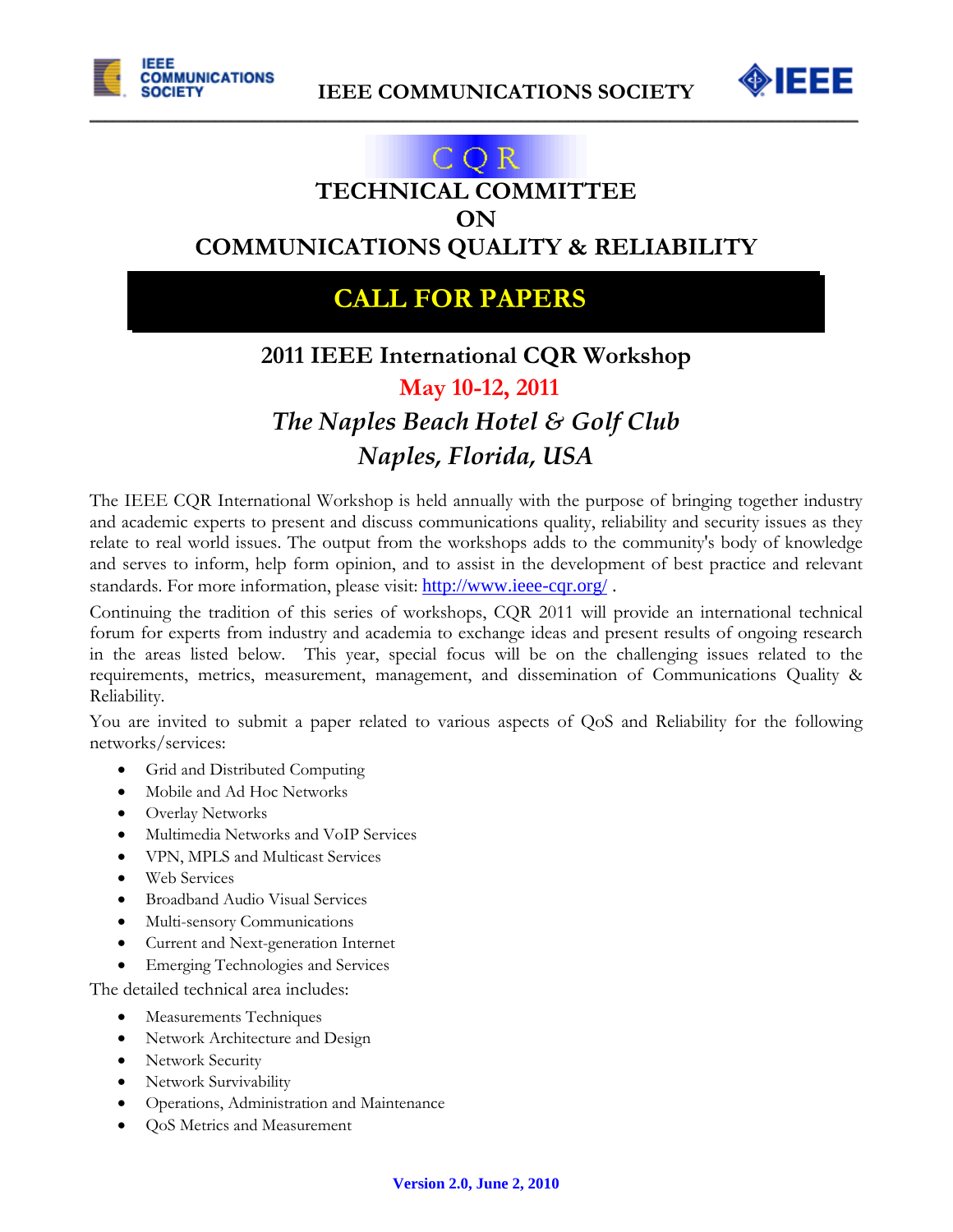IEEE COMMUNICATIONS SOCIETY

CQR

# TECHNICAL COMMITTEE ON COMMUNICATIONS QUALITY & RELIABILITY

## CALL FOR PAPERS

### 2011 IEEE International CQR Workshop

**May 10-12, 2011**

***The Naples Beach Hotel & Golf Club***

***Naples, Florida, USA***

The IEEE CQR International Workshop is held annually with the purpose of bringing together industry and academic experts to present and discuss communications quality, reliability and security issues as they relate to real world issues. The output from the workshops adds to the community's body of knowledge and serves to inform, help form opinion, and to assist in the development of best practice and relevant standards. For more information, please visit: http://www.ieee-cqr.org/ .

Continuing the tradition of this series of workshops, CQR 2011 will provide an international technical forum for experts from industry and academia to exchange ideas and present results of ongoing research in the areas listed below. This year, special focus will be on the challenging issues related to the requirements, metrics, measurement, management, and dissemination of Communications Quality & Reliability.

You are invited to submit a paper related to various aspects of QoS and Reliability for the following networks/services:

- Grid and Distributed Computing
- Mobile and Ad Hoc Networks
- Overlay Networks
- Multimedia Networks and VoIP Services
- VPN, MPLS and Multicast Services
- Web Services
- Broadband Audio Visual Services
- Multi-sensory Communications
- Current and Next-generation Internet
- Emerging Technologies and Services

The detailed technical area includes:

- Measurements Techniques
- Network Architecture and Design
- Network Security
- Network Survivability
- Operations, Administration and Maintenance
- QoS Metrics and Measurement

Version 2.0, June 2, 2010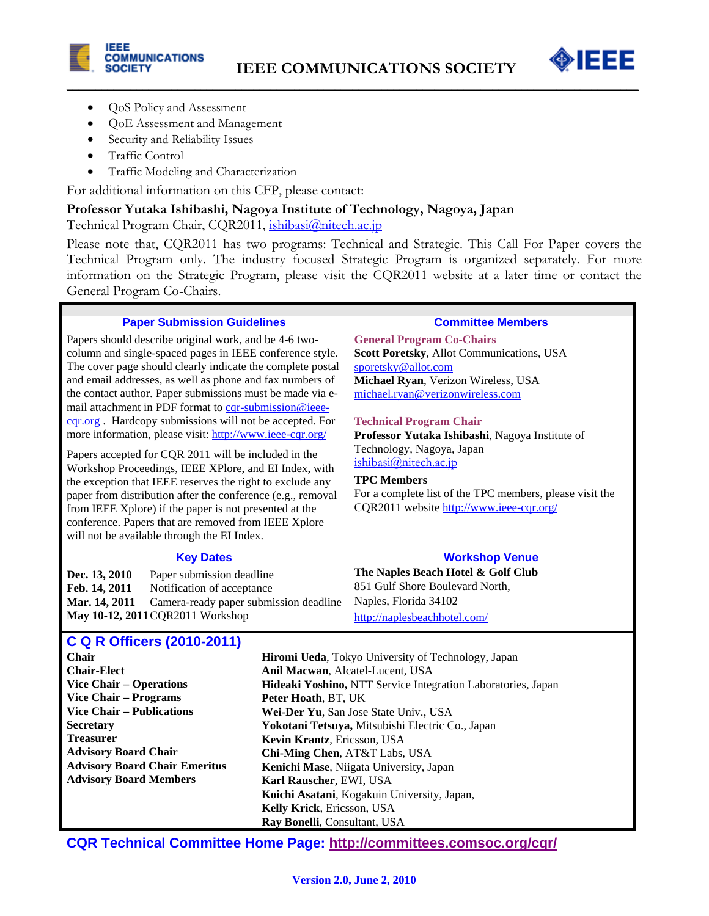- QoS Policy and Assessment
- QoE Assessment and Management
- Security and Reliability Issues
- Traffic Control
- Traffic Modeling and Characterization

For additional information on this CFP, please contact:

**Professor Yutaka Ishibashi, Nagoya Institute of Technology, Nagoya, Japan**
Technical Program Chair, CQR2011, ishibasi@nitech.ac.jp

Please note that, CQR2011 has two programs: Technical and Strategic. This Call For Paper covers the Technical Program only. The industry focused Strategic Program is organized separately. For more information on the Strategic Program, please visit the CQR2011 website at a later time or contact the General Program Co-Chairs.

## Paper Submission Guidelines

Papers should describe original work, and be 4-6 two-column and single-spaced pages in IEEE conference style. The cover page should clearly indicate the complete postal and email addresses, as well as phone and fax numbers of the contact author. Paper submissions must be made via e-mail attachment in PDF format to cqr-submission@ieee-cqr.org . Hardcopy submissions will not be accepted. For more information, please visit: http://www.ieee-cqr.org/

Papers accepted for CQR 2011 will be included in the Workshop Proceedings, IEEE XPlore, and EI Index, with the exception that IEEE reserves the right to exclude any paper from distribution after the conference (e.g., removal from IEEE Xplore) if the paper is not presented at the conference. Papers that are removed from IEEE Xplore will not be available through the EI Index.

## Committee Members

**General Program Co-Chairs**
**Scott Poretsky**, Allot Communications, USA
sporetsky@allot.com
**Michael Ryan**, Verizon Wireless, USA
michael.ryan@verizonwireless.com

**Technical Program Chair**
**Professor Yutaka Ishibashi**, Nagoya Institute of Technology, Nagoya, Japan
ishibasi@nitech.ac.jp

**TPC Members**
For a complete list of the TPC members, please visit the CQR2011 website http://www.ieee-cqr.org/

## Key Dates

| | |
|---|---|
| **Dec. 13, 2010** | Paper submission deadline |
| **Feb. 14, 2011** | Notification of acceptance |
| **Mar. 14, 2011** | Camera-ready paper submission deadline |
| **May 10-12, 2011** | CQR2011 Workshop |

## Workshop Venue

**The Naples Beach Hotel & Golf Club**
851 Gulf Shore Boulevard North,
Naples, Florida 34102
http://naplesbeachhotel.com/

## C Q R Officers (2010-2011)

| | |
|---|---|
| **Chair** | **Hiromi Ueda**, Tokyo University of Technology, Japan |
| **Chair-Elect** | **Anil Macwan**, Alcatel-Lucent, USA |
| **Vice Chair – Operations** | **Hideaki Yoshino,** NTT Service Integration Laboratories, Japan |
| **Vice Chair – Programs** | **Peter Hoath**, BT, UK |
| **Vice Chair – Publications** | **Wei-Der Yu**, San Jose State Univ., USA |
| **Secretary** | **Yokotani Tetsuya,** Mitsubishi Electric Co., Japan |
| **Treasurer** | **Kevin Krantz**, Ericsson, USA |
| **Advisory Board Chair** | **Chi-Ming Chen**, AT&T Labs, USA |
| **Advisory Board Chair Emeritus** | **Kenichi Mase**, Niigata University, Japan |
| **Advisory Board Members** | **Karl Rauscher**, EWI, USA |
| | **Koichi Asatani**, Kogakuin University, Japan, |
| | **Kelly Krick**, Ericsson, USA |
| | **Ray Bonelli**, Consultant, USA |

**CQR Technical Committee Home Page: http://committees.comsoc.org/cqr/**

**Version 2.0, June 2, 2010**